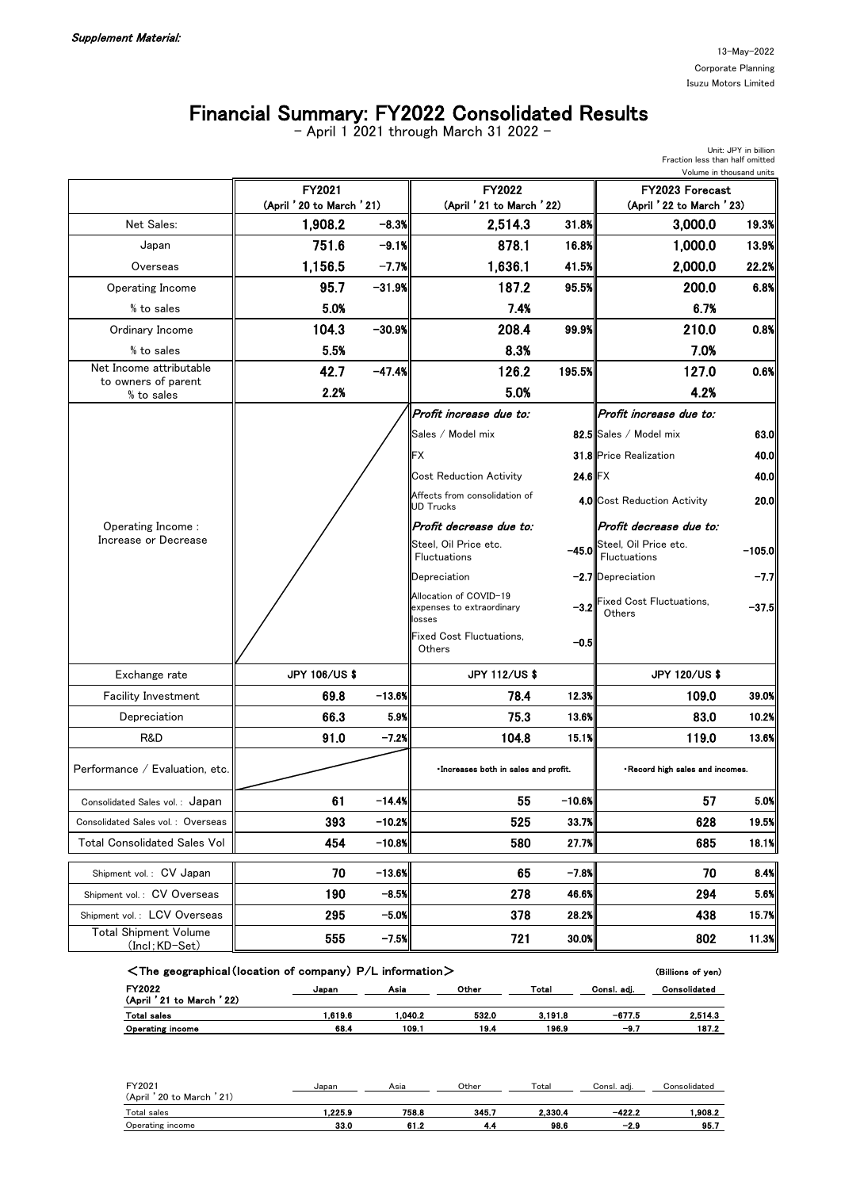*Supplement Material:*

13-May-2022
Corporate Planning
Isuzu Motors Limited

# Financial Summary: FY2022 Consolidated Results

- April 1 2021 through March 31 2022 -

Unit: JPY in billion
Fraction less than half omitted
Volume in thousand units

| | FY2021 (April '20 to March '21) | | FY2022 (April '21 to March '22) | | FY2023 Forecast (April '22 to March '23) | |
|---|---|---|---|---|---|---|
| Net Sales: | 1,908.2 | -8.3% | 2,514.3 | 31.8% | 3,000.0 | 19.3% |
| Japan | 751.6 | -9.1% | 878.1 | 16.8% | 1,000.0 | 13.9% |
| Overseas | 1,156.5 | -7.7% | 1,636.1 | 41.5% | 2,000.0 | 22.2% |
| Operating Income | 95.7 | -31.9% | 187.2 | 95.5% | 200.0 | 6.8% |
| % to sales | 5.0% | | 7.4% | | 6.7% | |
| Ordinary Income | 104.3 | -30.9% | 208.4 | 99.9% | 210.0 | 0.8% |
| % to sales | 5.5% | | 8.3% | | 7.0% | |
| Net Income attributable to owners of parent | 42.7 | -47.4% | 126.2 | 195.5% | 127.0 | 0.6% |
| % to sales | 2.2% | | 5.0% | | 4.2% | |
| Operating Income : Increase or Decrease | | | *Profit increase due to:* | | *Profit increase due to:* | |
| | | | Sales / Model mix | 82.5 | Sales / Model mix | 63.0 |
| | | | FX | 31.8 | Price Realization | 40.0 |
| | | | Cost Reduction Activity | 24.6 | FX | 40.0 |
| | | | Affects from consolidation of UD Trucks | 4.0 | Cost Reduction Activity | 20.0 |
| | | | *Profit decrease due to:* | | *Profit decrease due to:* | |
| | | | Steel, Oil Price etc. Fluctuations | -45.0 | Steel, Oil Price etc. Fluctuations | -105.0 |
| | | | Depreciation | -2.7 | Depreciation | -7.7 |
| | | | Allocation of COVID-19 expenses to extraordinary losses | -3.2 | Fixed Cost Fluctuations, Others | -37.5 |
| | | | Fixed Cost Fluctuations, Others | -0.5 | | |
| Exchange rate | JPY 106/US $ | | JPY 112/US $ | | JPY 120/US $ | |
| Facility Investment | 69.8 | -13.6% | 78.4 | 12.3% | 109.0 | 39.0% |
| Depreciation | 66.3 | 5.9% | 75.3 | 13.6% | 83.0 | 10.2% |
| R&D | 91.0 | -7.2% | 104.8 | 15.1% | 119.0 | 13.6% |
| Performance / Evaluation, etc. | | | ・Increases both in sales and profit. | | ・Record high sales and incomes. | |
| Consolidated Sales vol.: Japan | 61 | -14.4% | 55 | -10.6% | 57 | 5.0% |
| Consolidated Sales vol.: Overseas | 393 | -10.2% | 525 | 33.7% | 628 | 19.5% |
| Total Consolidated Sales Vol | 454 | -10.8% | 580 | 27.7% | 685 | 18.1% |
| Shipment vol.: CV Japan | 70 | -13.6% | 65 | -7.8% | 70 | 8.4% |
| Shipment vol.: CV Overseas | 190 | -8.5% | 278 | 46.6% | 294 | 5.6% |
| Shipment vol.: LCV Overseas | 295 | -5.0% | 378 | 28.2% | 438 | 15.7% |
| Total Shipment Volume (Incl;KD-Set) | 555 | -7.5% | 721 | 30.0% | 802 | 11.3% |

## <The geographical (location of company) P/L information>

(Billions of yen)

| FY2022 (April '21 to March '22) | Japan | Asia | Other | Total | Consl. adj. | Consolidated |
|---|---|---|---|---|---|---|
| Total sales | 1,619.6 | 1,040.2 | 532.0 | 3,191.8 | -677.5 | 2,514.3 |
| Operating income | 68.4 | 109.1 | 19.4 | 196.9 | -9.7 | 187.2 |

| FY2021 (April '20 to March '21) | Japan | Asia | Other | Total | Consl. adj. | Consolidated |
|---|---|---|---|---|---|---|
| Total sales | 1,225.9 | 758.8 | 345.7 | 2,330.4 | -422.2 | 1,908.2 |
| Operating income | 33.0 | 61.2 | 4.4 | 98.6 | -2.9 | 95.7 |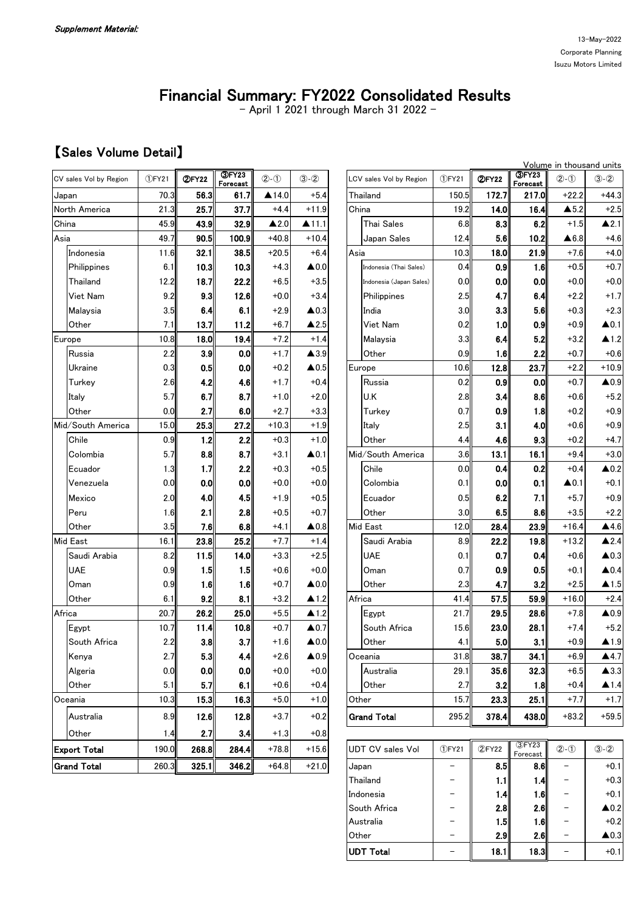*Supplement Material:*

13-May-2022
Corporate Planning
Isuzu Motors Limited

# Financial Summary: FY2022 Consolidated Results

- April 1 2021 through March 31 2022 -

## 【Sales Volume Detail】

Volume in thousand units

| CV sales Vol by Region | | ①FY21 | ②FY22 | ③FY23 Forecast | ②-① | ③-② |
|---|---|---|---|---|---|---|
| Japan | | 70.3 | **56.3** | **61.7** | ▲14.0 | +5.4 |
| North America | | 21.3 | **25.7** | **37.7** | +4.4 | +11.9 |
| China | | 45.9 | **43.9** | **32.9** | ▲2.0 | ▲11.1 |
| Asia | | 49.7 | **90.5** | **100.9** | +40.8 | +10.4 |
| | Indonesia | 11.6 | **32.1** | **38.5** | +20.5 | +6.4 |
| | Philippines | 6.1 | **10.3** | **10.3** | +4.3 | ▲0.0 |
| | Thailand | 12.2 | **18.7** | **22.2** | +6.5 | +3.5 |
| | Viet Nam | 9.2 | **9.3** | **12.6** | +0.0 | +3.4 |
| | Malaysia | 3.5 | **6.4** | **6.1** | +2.9 | ▲0.3 |
| | Other | 7.1 | **13.7** | **11.2** | +6.7 | ▲2.5 |
| Europe | | 10.8 | **18.0** | **19.4** | +7.2 | +1.4 |
| | Russia | 2.2 | **3.9** | **0.0** | +1.7 | ▲3.9 |
| | Ukraine | 0.3 | **0.5** | **0.0** | +0.2 | ▲0.5 |
| | Turkey | 2.6 | **4.2** | **4.6** | +1.7 | +0.4 |
| | Italy | 5.7 | **6.7** | **8.7** | +1.0 | +2.0 |
| | Other | 0.0 | **2.7** | **6.0** | +2.7 | +3.3 |
| Mid/South America | | 15.0 | **25.3** | **27.2** | +10.3 | +1.9 |
| | Chile | 0.9 | **1.2** | **2.2** | +0.3 | +1.0 |
| | Colombia | 5.7 | **8.8** | **8.7** | +3.1 | ▲0.1 |
| | Ecuador | 1.3 | **1.7** | **2.2** | +0.3 | +0.5 |
| | Venezuela | 0.0 | **0.0** | **0.0** | +0.0 | +0.0 |
| | Mexico | 2.0 | **4.0** | **4.5** | +1.9 | +0.5 |
| | Peru | 1.6 | **2.1** | **2.8** | +0.5 | +0.7 |
| | Other | 3.5 | **7.6** | **6.8** | +4.1 | ▲0.8 |
| Mid East | | 16.1 | **23.8** | **25.2** | +7.7 | +1.4 |
| | Saudi Arabia | 8.2 | **11.5** | **14.0** | +3.3 | +2.5 |
| | UAE | 0.9 | **1.5** | **1.5** | +0.6 | +0.0 |
| | Oman | 0.9 | **1.6** | **1.6** | +0.7 | ▲0.0 |
| | Other | 6.1 | **9.2** | **8.1** | +3.2 | ▲1.2 |
| Africa | | 20.7 | **26.2** | **25.0** | +5.5 | ▲1.2 |
| | Egypt | 10.7 | **11.4** | **10.8** | +0.7 | ▲0.7 |
| | South Africa | 2.2 | **3.8** | **3.7** | +1.6 | ▲0.0 |
| | Kenya | 2.7 | **5.3** | **4.4** | +2.6 | ▲0.9 |
| | Algeria | 0.0 | **0.0** | **0.0** | +0.0 | +0.0 |
| | Other | 5.1 | **5.7** | **6.1** | +0.6 | +0.4 |
| Oceania | | 10.3 | **15.3** | **16.3** | +5.0 | +1.0 |
| | Australia | 8.9 | **12.6** | **12.8** | +3.7 | +0.2 |
| | Other | 1.4 | **2.7** | **3.4** | +1.3 | +0.8 |
| **Export Total** | | 190.0 | **268.8** | **284.4** | +78.8 | +15.6 |
| **Grand Total** | | 260.3 | **325.1** | **346.2** | +64.8 | +21.0 |

| LCV sales Vol by Region | | ①FY21 | ②FY22 | ③FY23 Forecast | ②-① | ③-② |
|---|---|---|---|---|---|---|
| Thailand | | 150.5 | **172.7** | **217.0** | +22.2 | +44.3 |
| China | | 19.2 | **14.0** | **16.4** | ▲5.2 | +2.5 |
| | Thai Sales | 6.8 | **8.3** | **6.2** | +1.5 | ▲2.1 |
| | Japan Sales | 12.4 | **5.6** | **10.2** | ▲6.8 | +4.6 |
| Asia | | 10.3 | **18.0** | **21.9** | +7.6 | +4.0 |
| | Indonesia (Thai Sales) | 0.4 | **0.9** | **1.6** | +0.5 | +0.7 |
| | Indonesia (Japan Sales) | 0.0 | **0.0** | **0.0** | +0.0 | +0.0 |
| | Philippines | 2.5 | **4.7** | **6.4** | +2.2 | +1.7 |
| | India | 3.0 | **3.3** | **5.6** | +0.3 | +2.3 |
| | Viet Nam | 0.2 | **1.0** | **0.9** | +0.9 | ▲0.1 |
| | Malaysia | 3.3 | **6.4** | **5.2** | +3.2 | ▲1.2 |
| | Other | 0.9 | **1.6** | **2.2** | +0.7 | +0.6 |
| Europe | | 10.6 | **12.8** | **23.7** | +2.2 | +10.9 |
| | Russia | 0.2 | **0.9** | **0.0** | +0.7 | ▲0.9 |
| | U.K | 2.8 | **3.4** | **8.6** | +0.6 | +5.2 |
| | Turkey | 0.7 | **0.9** | **1.8** | +0.2 | +0.9 |
| | Italy | 2.5 | **3.1** | **4.0** | +0.6 | +0.9 |
| | Other | 4.4 | **4.6** | **9.3** | +0.2 | +4.7 |
| Mid/South America | | 3.6 | **13.1** | **16.1** | +9.4 | +3.0 |
| | Chile | 0.0 | **0.4** | **0.2** | +0.4 | ▲0.2 |
| | Colombia | 0.1 | **0.0** | **0.1** | ▲0.1 | +0.1 |
| | Ecuador | 0.5 | **6.2** | **7.1** | +5.7 | +0.9 |
| | Other | 3.0 | **6.5** | **8.6** | +3.5 | +2.2 |
| Mid East | | 12.0 | **28.4** | **23.9** | +16.4 | ▲4.6 |
| | Saudi Arabia | 8.9 | **22.2** | **19.8** | +13.2 | ▲2.4 |
| | UAE | 0.1 | **0.7** | **0.4** | +0.6 | ▲0.3 |
| | Oman | 0.7 | **0.9** | **0.5** | +0.1 | ▲0.4 |
| | Other | 2.3 | **4.7** | **3.2** | +2.5 | ▲1.5 |
| Africa | | 41.4 | **57.5** | **59.9** | +16.0 | +2.4 |
| | Egypt | 21.7 | **29.5** | **28.6** | +7.8 | ▲0.9 |
| | South Africa | 15.6 | **23.0** | **28.1** | +7.4 | +5.2 |
| | Other | 4.1 | **5.0** | **3.1** | +0.9 | ▲1.9 |
| Oceania | | 31.8 | **38.7** | **34.1** | +6.9 | ▲4.7 |
| | Australia | 29.1 | **35.6** | **32.3** | +6.5 | ▲3.3 |
| | Other | 2.7 | **3.2** | **1.8** | +0.4 | ▲1.4 |
| Other | | 15.7 | **23.3** | **25.1** | +7.7 | +1.7 |
| **Grand Total** | | 295.2 | **378.4** | **438.0** | +83.2 | +59.5 |

| UDT CV sales Vol | ①FY21 | ②FY22 | ③FY23 Forecast | ②-① | ③-② |
|---|---|---|---|---|---|
| Japan | − | **8.5** | **8.6** | − | +0.1 |
| Thailand | − | **1.1** | **1.4** | − | +0.3 |
| Indonesia | − | **1.4** | **1.6** | − | +0.1 |
| South Africa | − | **2.8** | **2.6** | − | ▲0.2 |
| Australia | − | **1.5** | **1.6** | − | +0.2 |
| Other | − | **2.9** | **2.6** | − | ▲0.3 |
| **UDT Total** | − | **18.1** | **18.3** | − | +0.1 |